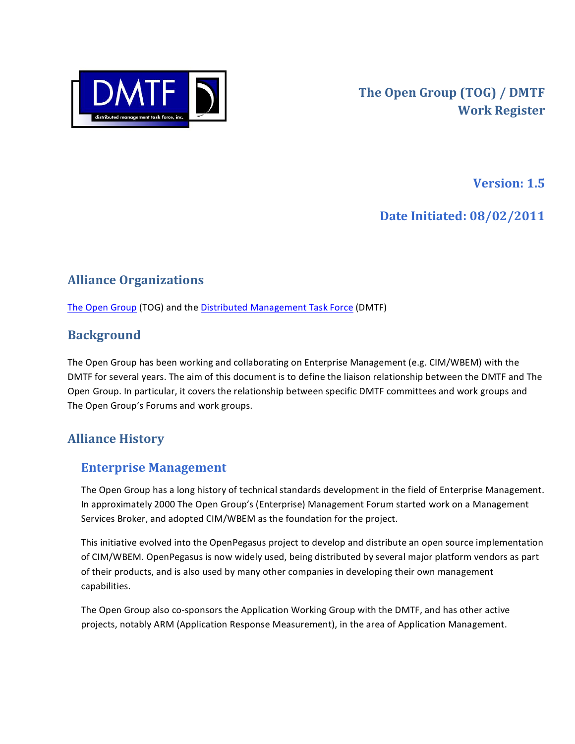# The Open Group (TOG) / DMTF Work Register

**Version: 1.5**

**Date Initiated: 08/02/2011**

## Alliance Organizations

The Open Group (TOG) and the Distributed Management Task Force (DMTF)

## Background

The Open Group has been working and collaborating on Enterprise Management (e.g. CIM/WBEM) with the DMTF for several years. The aim of this document is to define the liaison relationship between the DMTF and The Open Group. In particular, it covers the relationship between specific DMTF committees and work groups and The Open Group's Forums and work groups.

## Alliance History

### Enterprise Management

The Open Group has a long history of technical standards development in the field of Enterprise Management. In approximately 2000 The Open Group's (Enterprise) Management Forum started work on a Management Services Broker, and adopted CIM/WBEM as the foundation for the project.

This initiative evolved into the OpenPegasus project to develop and distribute an open source implementation of CIM/WBEM. OpenPegasus is now widely used, being distributed by several major platform vendors as part of their products, and is also used by many other companies in developing their own management capabilities.

The Open Group also co-sponsors the Application Working Group with the DMTF, and has other active projects, notably ARM (Application Response Measurement), in the area of Application Management.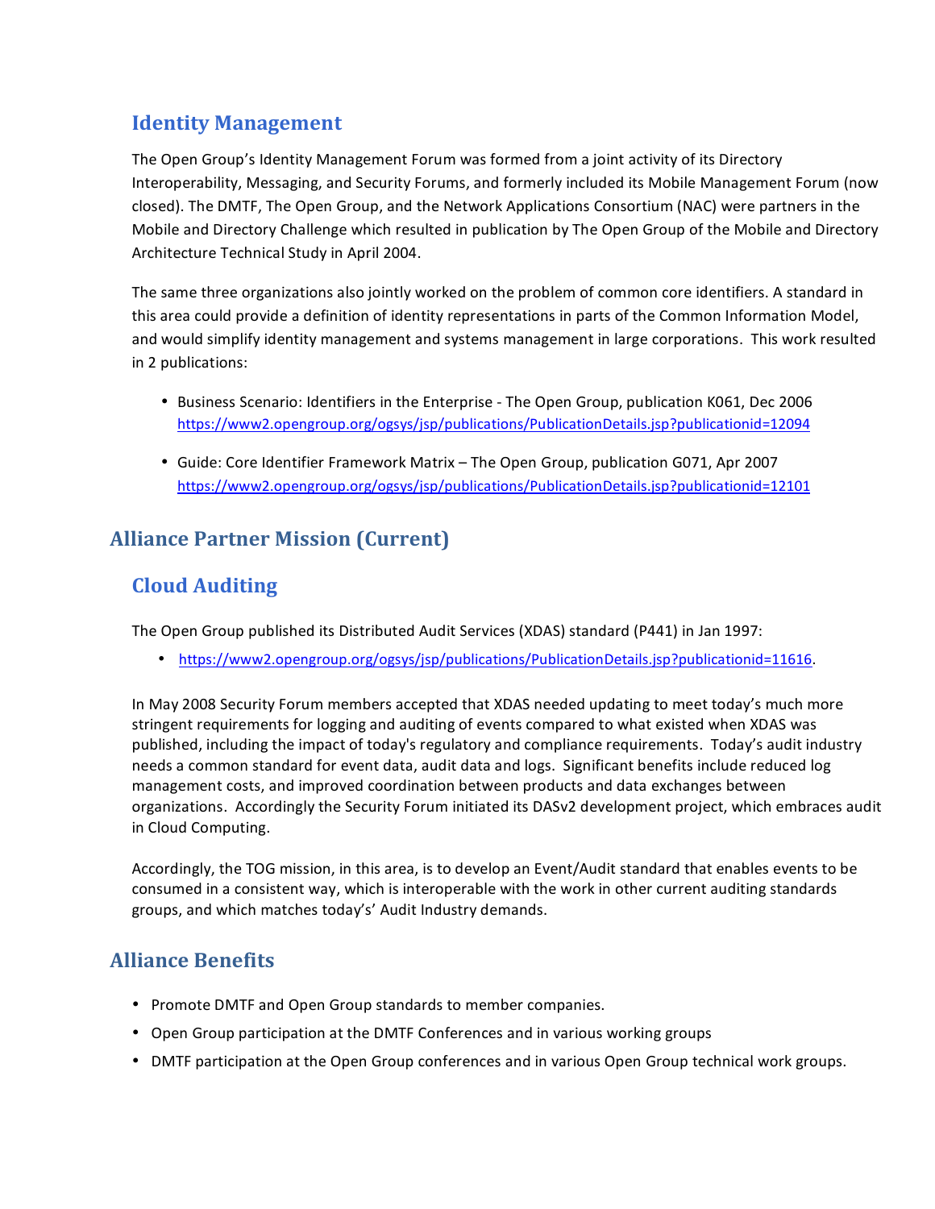## Identity Management

The Open Group's Identity Management Forum was formed from a joint activity of its Directory Interoperability, Messaging, and Security Forums, and formerly included its Mobile Management Forum (now closed). The DMTF, The Open Group, and the Network Applications Consortium (NAC) were partners in the Mobile and Directory Challenge which resulted in publication by The Open Group of the Mobile and Directory Architecture Technical Study in April 2004.

The same three organizations also jointly worked on the problem of common core identifiers. A standard in this area could provide a definition of identity representations in parts of the Common Information Model, and would simplify identity management and systems management in large corporations. This work resulted in 2 publications:

- Business Scenario: Identifiers in the Enterprise - The Open Group, publication K061, Dec 2006
  https://www2.opengroup.org/ogsys/jsp/publications/PublicationDetails.jsp?publicationid=12094

- Guide: Core Identifier Framework Matrix – The Open Group, publication G071, Apr 2007
  https://www2.opengroup.org/ogsys/jsp/publications/PublicationDetails.jsp?publicationid=12101

# Alliance Partner Mission (Current)

## Cloud Auditing

The Open Group published its Distributed Audit Services (XDAS) standard (P441) in Jan 1997:

- https://www2.opengroup.org/ogsys/jsp/publications/PublicationDetails.jsp?publicationid=11616.

In May 2008 Security Forum members accepted that XDAS needed updating to meet today's much more stringent requirements for logging and auditing of events compared to what existed when XDAS was published, including the impact of today's regulatory and compliance requirements. Today's audit industry needs a common standard for event data, audit data and logs. Significant benefits include reduced log management costs, and improved coordination between products and data exchanges between organizations. Accordingly the Security Forum initiated its DASv2 development project, which embraces audit in Cloud Computing.

Accordingly, the TOG mission, in this area, is to develop an Event/Audit standard that enables events to be consumed in a consistent way, which is interoperable with the work in other current auditing standards groups, and which matches today's' Audit Industry demands.

# Alliance Benefits

- Promote DMTF and Open Group standards to member companies.
- Open Group participation at the DMTF Conferences and in various working groups
- DMTF participation at the Open Group conferences and in various Open Group technical work groups.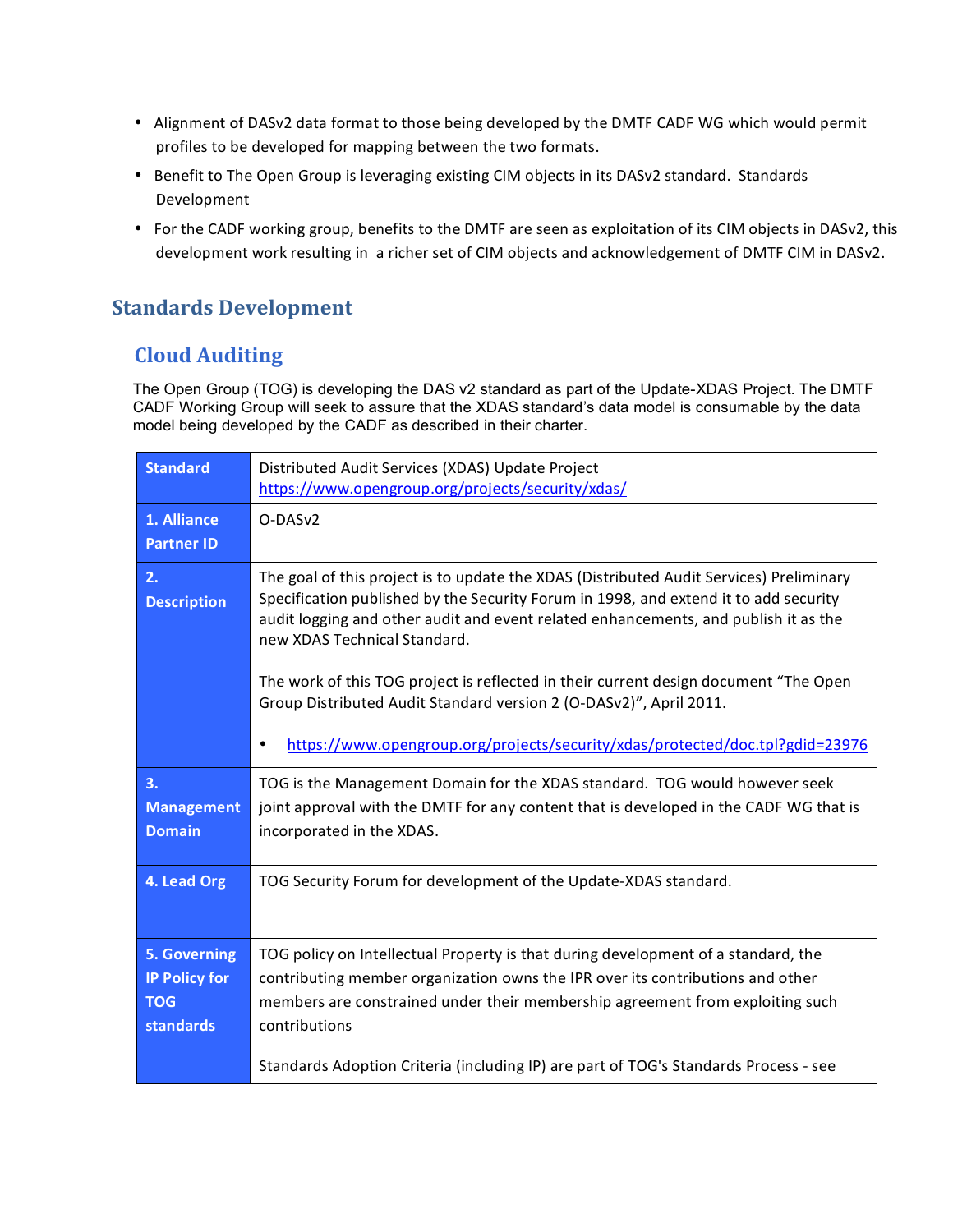- Alignment of DASv2 data format to those being developed by the DMTF CADF WG which would permit profiles to be developed for mapping between the two formats.
- Benefit to The Open Group is leveraging existing CIM objects in its DASv2 standard. Standards Development
- For the CADF working group, benefits to the DMTF are seen as exploitation of its CIM objects in DASv2, this development work resulting in a richer set of CIM objects and acknowledgement of DMTF CIM in DASv2.

## Standards Development

### Cloud Auditing

The Open Group (TOG) is developing the DAS v2 standard as part of the Update-XDAS Project. The DMTF CADF Working Group will seek to assure that the XDAS standard's data model is consumable by the data model being developed by the CADF as described in their charter.

| Standard | Distributed Audit Services (XDAS) Update Project<br>https://www.opengroup.org/projects/security/xdas/ |
|---|---|
| 1. Alliance Partner ID | O-DASv2 |
| 2. Description | The goal of this project is to update the XDAS (Distributed Audit Services) Preliminary Specification published by the Security Forum in 1998, and extend it to add security audit logging and other audit and event related enhancements, and publish it as the new XDAS Technical Standard.<br><br>The work of this TOG project is reflected in their current design document "The Open Group Distributed Audit Standard version 2 (O-DASv2)", April 2011.<br><br>• https://www.opengroup.org/projects/security/xdas/protected/doc.tpl?gdid=23976 |
| 3. Management Domain | TOG is the Management Domain for the XDAS standard. TOG would however seek joint approval with the DMTF for any content that is developed in the CADF WG that is incorporated in the XDAS. |
| 4. Lead Org | TOG Security Forum for development of the Update-XDAS standard. |
| 5. Governing IP Policy for TOG standards | TOG policy on Intellectual Property is that during development of a standard, the contributing member organization owns the IPR over its contributions and other members are constrained under their membership agreement from exploiting such contributions<br><br>Standards Adoption Criteria (including IP) are part of TOG's Standards Process - see |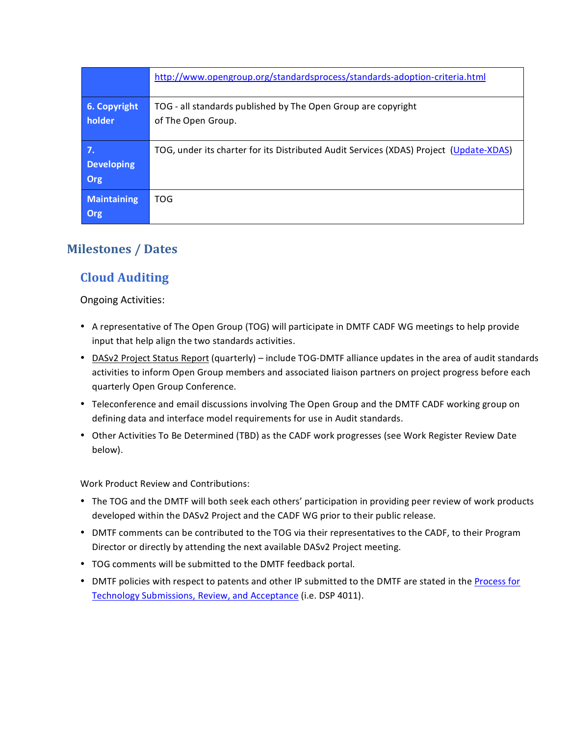| | |
|---|---|
| | http://www.opengroup.org/standardsprocess/standards-adoption-criteria.html |
| **6. Copyright holder** | TOG - all standards published by The Open Group are copyright of The Open Group. |
| **7. Developing Org** | TOG, under its charter for its Distributed Audit Services (XDAS) Project (Update-XDAS) |
| **Maintaining Org** | TOG |

## Milestones / Dates

### Cloud Auditing

Ongoing Activities:

- A representative of The Open Group (TOG) will participate in DMTF CADF WG meetings to help provide input that help align the two standards activities.
- DASv2 Project Status Report (quarterly) – include TOG-DMTF alliance updates in the area of audit standards activities to inform Open Group members and associated liaison partners on project progress before each quarterly Open Group Conference.
- Teleconference and email discussions involving The Open Group and the DMTF CADF working group on defining data and interface model requirements for use in Audit standards.
- Other Activities To Be Determined (TBD) as the CADF work progresses (see Work Register Review Date below).

Work Product Review and Contributions:

- The TOG and the DMTF will both seek each others' participation in providing peer review of work products developed within the DASv2 Project and the CADF WG prior to their public release.
- DMTF comments can be contributed to the TOG via their representatives to the CADF, to their Program Director or directly by attending the next available DASv2 Project meeting.
- TOG comments will be submitted to the DMTF feedback portal.
- DMTF policies with respect to patents and other IP submitted to the DMTF are stated in the Process for Technology Submissions, Review, and Acceptance (i.e. DSP 4011).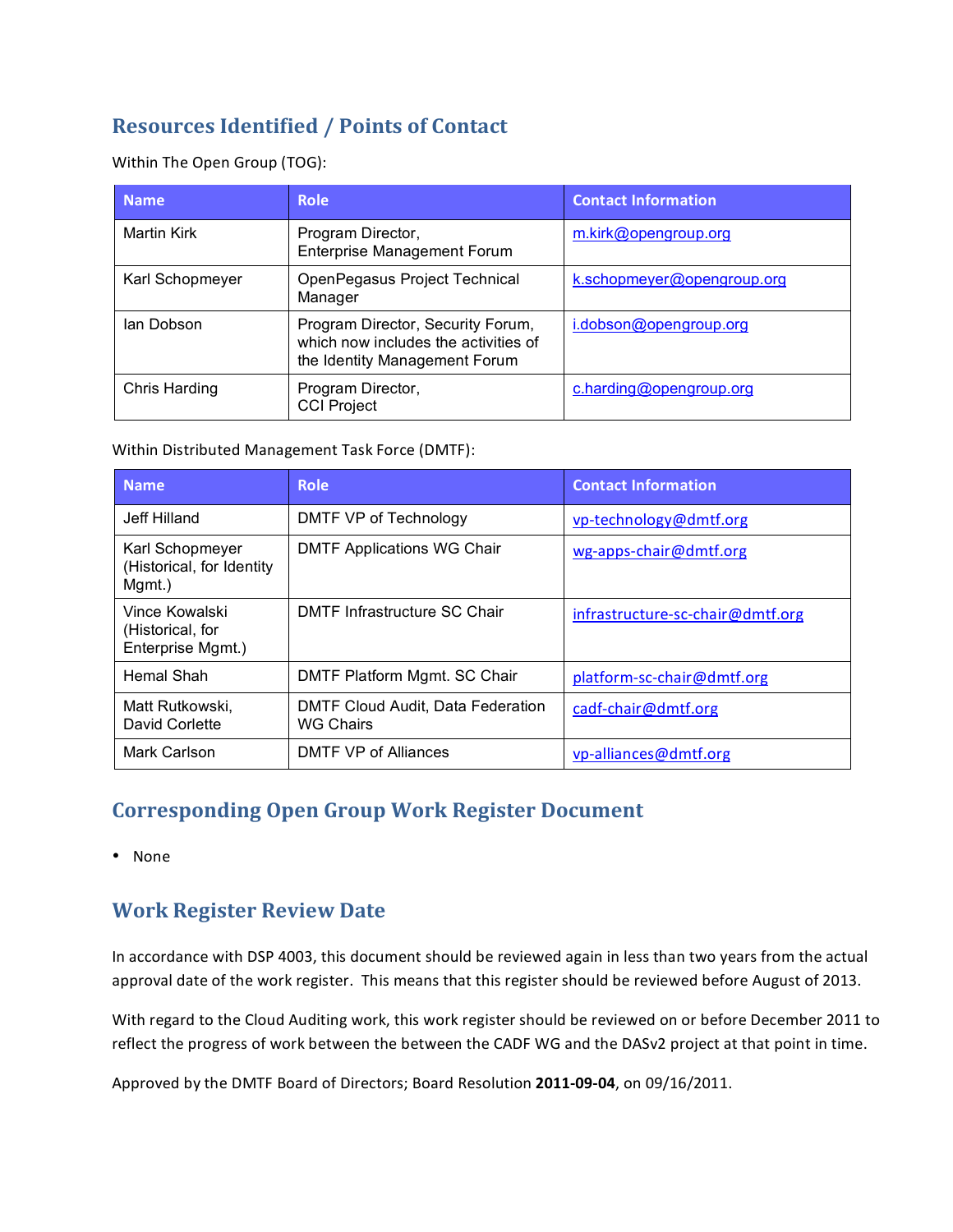## Resources Identified / Points of Contact

Within The Open Group (TOG):

| Name | Role | Contact Information |
|---|---|---|
| Martin Kirk | Program Director, Enterprise Management Forum | m.kirk@opengroup.org |
| Karl Schopmeyer | OpenPegasus Project Technical Manager | k.schopmeyer@opengroup.org |
| Ian Dobson | Program Director, Security Forum, which now includes the activities of the Identity Management Forum | i.dobson@opengroup.org |
| Chris Harding | Program Director, CCI Project | c.harding@opengroup.org |

Within Distributed Management Task Force (DMTF):

| Name | Role | Contact Information |
|---|---|---|
| Jeff Hilland | DMTF VP of Technology | vp-technology@dmtf.org |
| Karl Schopmeyer (Historical, for Identity Mgmt.) | DMTF Applications WG Chair | wg-apps-chair@dmtf.org |
| Vince Kowalski (Historical, for Enterprise Mgmt.) | DMTF Infrastructure SC Chair | infrastructure-sc-chair@dmtf.org |
| Hemal Shah | DMTF Platform Mgmt. SC Chair | platform-sc-chair@dmtf.org |
| Matt Rutkowski, David Corlette | DMTF Cloud Audit, Data Federation WG Chairs | cadf-chair@dmtf.org |
| Mark Carlson | DMTF VP of Alliances | vp-alliances@dmtf.org |

## Corresponding Open Group Work Register Document

- None

## Work Register Review Date

In accordance with DSP 4003, this document should be reviewed again in less than two years from the actual approval date of the work register. This means that this register should be reviewed before August of 2013.

With regard to the Cloud Auditing work, this work register should be reviewed on or before December 2011 to reflect the progress of work between the between the CADF WG and the DASv2 project at that point in time.

Approved by the DMTF Board of Directors; Board Resolution **2011-09-04**, on 09/16/2011.